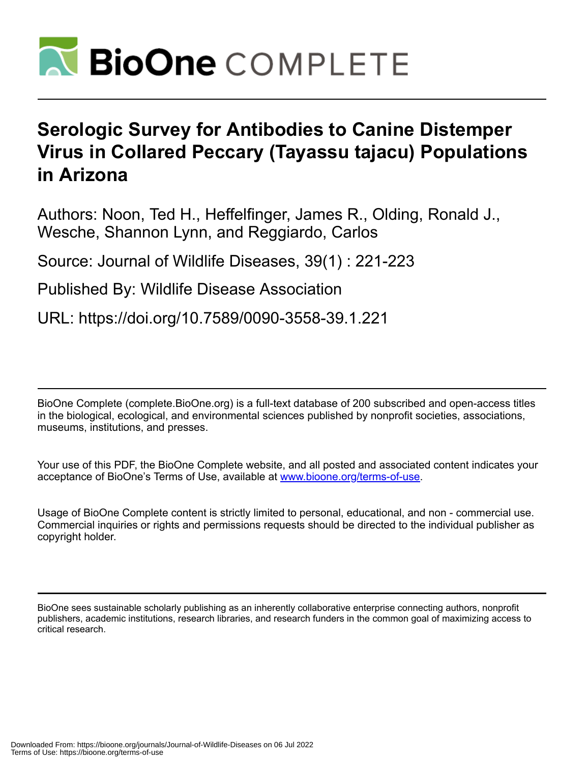# Serologic Survey for Antibodies to Canine Distemper Virus in Collared Peccary (Tayassu tajacu) Populations in Arizona

Authors: Noon, Ted H., Heffelfinger, James R., Olding, Ronald J., Wesche, Shannon Lynn, and Reggiardo, Carlos

Source: Journal of Wildlife Diseases, 39(1) : 221-223

Published By: Wildlife Disease Association

URL: https://doi.org/10.7589/0090-3558-39.1.221

BioOne Complete (complete.BioOne.org) is a full-text database of 200 subscribed and open-access titles in the biological, ecological, and environmental sciences published by nonprofit societies, associations, museums, institutions, and presses.

Your use of this PDF, the BioOne Complete website, and all posted and associated content indicates your acceptance of BioOne's Terms of Use, available at www.bioone.org/terms-of-use.

Usage of BioOne Complete content is strictly limited to personal, educational, and non - commercial use. Commercial inquiries or rights and permissions requests should be directed to the individual publisher as copyright holder.

BioOne sees sustainable scholarly publishing as an inherently collaborative enterprise connecting authors, nonprofit publishers, academic institutions, research libraries, and research funders in the common goal of maximizing access to critical research.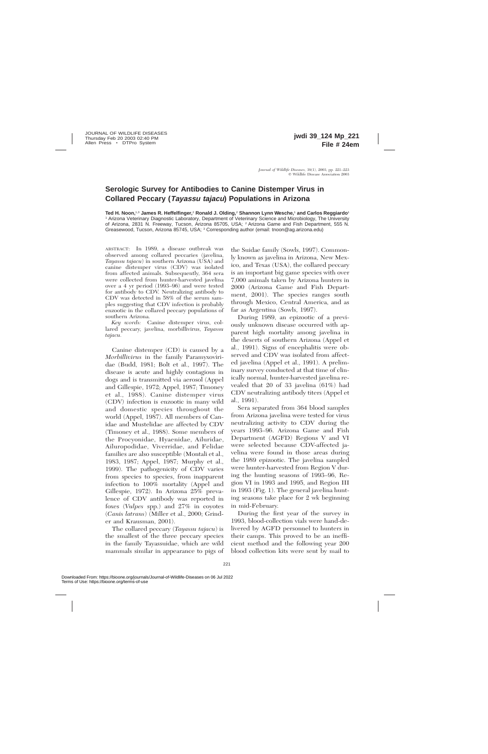# Serologic Survey for Antibodies to Canine Distemper Virus in Collared Peccary (*Tayassu tajacu*) Populations in Arizona

**Ted H. Noon,[1,3] James R. Heffelfinger,[2] Ronald J. Olding,[2] Shannon Lynn Wesche,[1] and Carlos Reggiardo[1]**
[1] Arizona Veterinary Diagnostic Laboratory, Department of Veterinary Science and Microbiology, The University of Arizona, 2831 N. Freeway, Tucson, Arizona 85705, USA; [2] Arizona Game and Fish Department, 555 N. Greasewood, Tucson, Arizona 85745, USA; [3] Corresponding author (email: tnoon@ag.arizona.edu)

ABSTRACT: In 1989, a disease outbreak was observed among collared peccaries (javelina, *Tayassu tajacu*) in southern Arizona (USA) and canine distemper virus (CDV) was isolated from affected animals. Subsequently, 364 sera were collected from hunter-harvested javelina over a 4 yr period (1993–96) and were tested for antibody to CDV. Neutralizing antibody to CDV was detected in 58% of the serum samples suggesting that CDV infection is probably enzootic in the collared peccary populations of southern Arizona.

*Key words:* Canine distemper virus, collared peccary, javelina, morbillivirus, *Tayassu tajacu*.

Canine distemper (CD) is caused by a *Morbillivirus* in the family Paramyxoviridae (Budd, 1981; Bolt et al., 1997). The disease is acute and highly contagious in dogs and is transmitted via aerosol (Appel and Gillespie, 1972; Appel, 1987; Timoney et al., 1988). Canine distemper virus (CDV) infection is enzootic in many wild and domestic species throughout the world (Appel, 1987). All members of Canidae and Mustelidae are affected by CDV (Timoney et al., 1988). Some members of the Procyonidae, Hyaenidae, Ailuridae, Ailuropodidae, Viverridae, and Felidae families are also susceptible (Montali et al., 1983, 1987; Appel, 1987; Murphy et al., 1999). The pathogenicity of CDV varies from species to species, from inapparent infection to 100% mortality (Appel and Gillespie, 1972). In Arizona 25% prevalence of CDV antibody was reported in foxes (*Vulpes* spp.) and 27% in coyotes (*Canis latrans*) (Miller et al., 2000; Grinder and Krausman, 2001).

The collared peccary (*Tayassu tajacu*) is the smallest of the three peccary species in the family Tayassuidae, which are wild mammals similar in appearance to pigs of the Suidae family (Sowls, 1997). Commonly known as javelina in Arizona, New Mexico, and Texas (USA), the collared peccary is an important big game species with over 7,000 animals taken by Arizona hunters in 2000 (Arizona Game and Fish Department, 2001). The species ranges south through Mexico, Central America, and as far as Argentina (Sowls, 1997).

During 1989, an epizootic of a previously unknown disease occurred with apparent high mortality among javelina in the deserts of southern Arizona (Appel et al., 1991). Signs of encephalitis were observed and CDV was isolated from affected javelina (Appel et al., 1991). A preliminary survey conducted at that time of clinically normal, hunter-harvested javelina revealed that 20 of 33 javelina (61%) had CDV neutralizing antibody titers (Appel et al., 1991).

Sera separated from 364 blood samples from Arizona javelina were tested for virus neutralizing activity to CDV during the years 1993–96. Arizona Game and Fish Department (AGFD) Regions V and VI were selected because CDV-affected javelina were found in those areas during the 1989 epizootic. The javelina sampled were hunter-harvested from Region V during the hunting seasons of 1993–96, Region VI in 1993 and 1995, and Region III in 1993 (Fig. 1). The general javelina hunting seasons take place for 2 wk beginning in mid-February.

During the first year of the survey in 1993, blood-collection vials were hand-delivered by AGFD personnel to hunters in their camps. This proved to be an inefficient method and the following year 200 blood collection kits were sent by mail to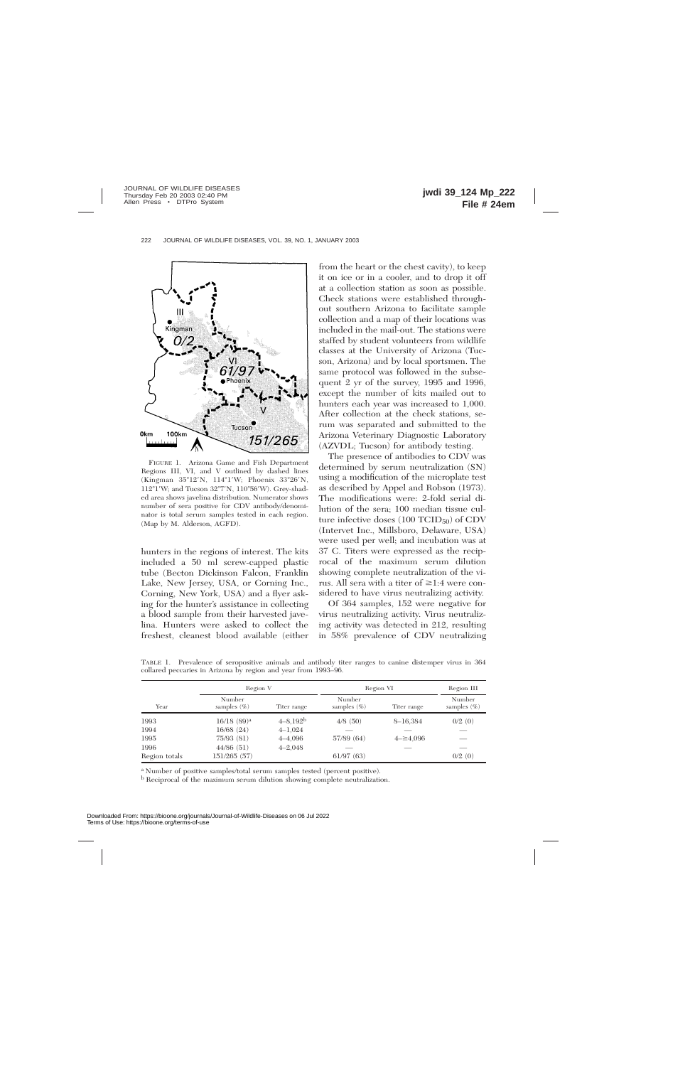III
Kingman
0/2
VI
61/97
Phoenix
V
Tucson
151/265
0km 100km
N

FIGURE 1. Arizona Game and Fish Department Regions III, VI, and V outlined by dashed lines (Kingman 35°12′N, 114°1′W; Phoenix 33°26′N, 112°1′W; and Tucson 32°7′N, 110°56′W). Grey-shaded area shows javelina distribution. Numerator shows number of sera positive for CDV antibody/denominator is total serum samples tested in each region. (Map by M. Alderson, AGFD).

hunters in the regions of interest. The kits included a 50 ml screw-capped plastic tube (Becton Dickinson Falcon, Franklin Lake, New Jersey, USA, or Corning Inc., Corning, New York, USA) and a flyer asking for the hunter's assistance in collecting a blood sample from their harvested javelina. Hunters were asked to collect the freshest, cleanest blood available (either from the heart or the chest cavity), to keep it on ice or in a cooler, and to drop it off at a collection station as soon as possible. Check stations were established throughout southern Arizona to facilitate sample collection and a map of their locations was included in the mail-out. The stations were staffed by student volunteers from wildlife classes at the University of Arizona (Tucson, Arizona) and by local sportsmen. The same protocol was followed in the subsequent 2 yr of the survey, 1995 and 1996, except the number of kits mailed out to hunters each year was increased to 1,000. After collection at the check stations, serum was separated and submitted to the Arizona Veterinary Diagnostic Laboratory (AZVDL; Tucson) for antibody testing.

The presence of antibodies to CDV was determined by serum neutralization (SN) using a modification of the microplate test as described by Appel and Robson (1973). The modifications were: 2-fold serial dilution of the sera; 100 median tissue culture infective doses (100 $TCID_{50}$) of CDV (Intervet Inc., Millsboro, Delaware, USA) were used per well; and incubation was at 37 C. Titers were expressed as the reciprocal of the maximum serum dilution showing complete neutralization of the virus. All sera with a titer of ≥1:4 were considered to have virus neutralizing activity.

Of 364 samples, 152 were negative for virus neutralizing activity. Virus neutralizing activity was detected in 212, resulting in 58% prevalence of CDV neutralizing

TABLE 1. Prevalence of seropositive animals and antibody titer ranges to canine distemper virus in 364 collared peccaries in Arizona by region and year from 1993–96.

| | Region V | | Region VI | | Region III |
|---|---|---|---|---|---|
| Year | Number samples (%) | Titer range | Number samples (%) | Titer range | Number samples (%) |
| 1993 | 16/18 (89)[a] | 4–8,192[b] | 4/8 (50) | 8–16,384 | 0/2 (0) |
| 1994 | 16/68 (24) | 4–1,024 | — | — | — |
| 1995 | 75/93 (81) | 4–4,096 | 57/89 (64) | 4–≥4,096 | — |
| 1996 | 44/86 (51) | 4–2,048 | — | — | — |
| Region totals | 151/265 (57) | | 61/97 (63) | | 0/2 (0) |

[a] Number of positive samples/total serum samples tested (percent positive).
[b] Reciprocal of the maximum serum dilution showing complete neutralization.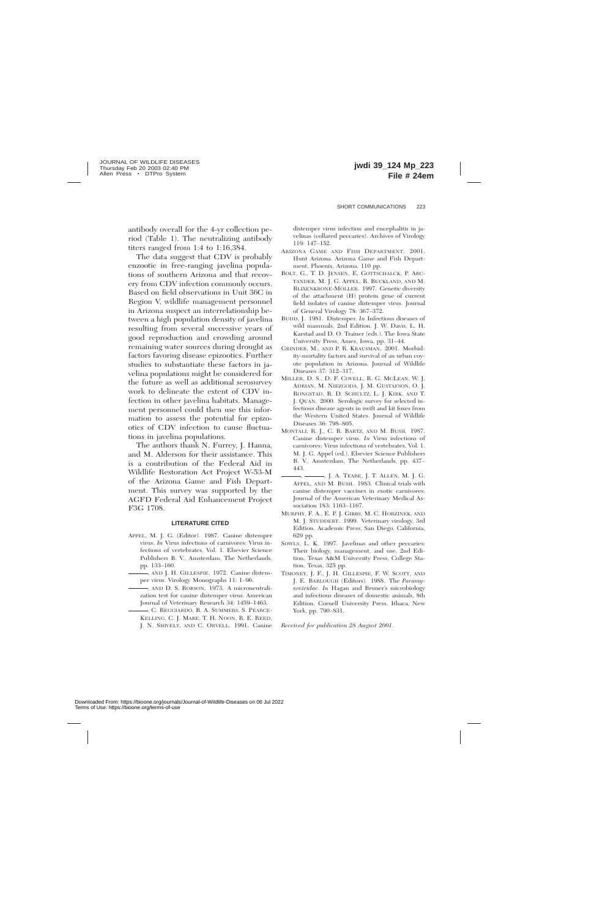antibody overall for the 4-yr collection period (Table 1). The neutralizing antibody titers ranged from 1:4 to 1:16,384.

The data suggest that CDV is probably enzootic in free-ranging javelina populations of southern Arizona and that recovery from CDV infection commonly occurs. Based on field observations in Unit 36C in Region V, wildlife management personnel in Arizona suspect an interrelationship between a high population density of javelina resulting from several successive years of good reproduction and crowding around remaining water sources during drought as factors favoring disease epizootics. Further studies to substantiate these factors in javelina populations might be considered for the future as well as additional serosurvey work to delineate the extent of CDV infection in other javelina habitats. Management personnel could then use this information to assess the potential for epizootics of CDV infection to cause fluctuations in javelina populations.

The authors thank N. Furrey, J. Hanna, and M. Alderson for their assistance. This is a contribution of the Federal Aid in Wildlife Restoration Act Project W-53-M of the Arizona Game and Fish Department. This survey was supported by the AGFD Federal Aid Enhancement Project F3G 1708.

## LITERATURE CITED

APPEL, M. J. G. (Editor). 1987. Canine distemper virus. *In* Virus infections of carnivores: Virus infections of vertebrates, Vol. 1. Elsevier Science Publishers B. V., Amsterdam, The Netherlands, pp. 133–160.

———, AND J. H. GILLESPIE. 1972. Canine distemper virus. Virology Monographs 11: 1–96.

———, AND D. S. ROBSON. 1973. A microneutralization test for canine distemper virus. American Journal of Veterinary Research 34: 1459–1463.

———, C. REGGIARDO, B. A. SUMMERS, S. PEARCE-KELLING, C. J. MARE, T. H. NOON, R. E. REED, J. N. SHIVELY, AND C. ORVELL. 1991. Canine distemper virus infection and encephalitis in javelinas (collared peccaries). Archives of Virology 119: 147–152.

ARIZONA GAME AND FISH DEPARTMENT. 2001. Hunt Arizona. Arizona Game and Fish Department, Phoenix, Arizona, 110 pp.

BOLT, G., T. D. JENSEN, E. GOTTSCHALCK, P. ARCTANDER, M. J. G. APPEL, R. BUCKLAND, AND M. BLIXENKRONE-MOLLER. 1997. Genetic diversity of the attachment (H) protein gene of current field isolates of canine distemper virus. Journal of General Virology 78: 367–372.

BUDD, J. 1981. Distemper. *In* Infectious diseases of wild mammals, 2nd Edition, J. W. Davis, L. H. Karstad and D. O. Trainer (eds.). The Iowa State University Press, Ames, Iowa, pp. 31–44.

GRINDER, M., AND P. R. KRAUSMAN. 2001. Morbidity-mortality factors and survival of an urban coyote population in Arizona. Journal of Wildlife Diseases 37: 312–317.

MILLER, D. S., D. F. COVELL, R. G. MCLEAN, W. J. ADRIAN, M. NIEZGODA, J. M. GUSTAFSON, O. J. RONGSTAD, R. D. SCHULTZ, L. J. KIRK, AND T. J. QUAN. 2000. Serologic survey for selected infectious disease agents in swift and kit foxes from the Western United States. Journal of Wildlife Diseases 36: 798–805.

MONTALI, R. J., C. R. BARTZ, AND M. BUSH. 1987. Canine distemper virus. *In* Virus infections of carnivores: Virus infections of vertebrates, Vol. 1. M. J. G. Appel (ed.). Elsevier Science Publishers B. V., Amsterdam, The Netherlands, pp. 437–443.

———, ———, J. A. TEARE, J. T. ALLEN, M. J. G. APPEL, AND M. BUSH. 1983. Clinical trials with canine distemper vaccines in exotic carnivores. Journal of the American Veterinary Medical Association 183: 1163–1167.

MURPHY, F. A., E. P. J. GIBBS, M. C. HORZINEK, AND M. J. STUDDERT. 1999. Veterinary virology, 3rd Edition. Academic Press, San Diego, California, 629 pp.

SOWLS, L. K. 1997. Javelinas and other peccaries: Their biology, management, and use, 2nd Edition. Texas A&M University Press, College Station, Texas, 325 pp.

TIMONEY, J. F., J. H. GILLESPIE, F. W. SCOTT, AND J. E. BARLOUGH (Editors). 1988. The *Paramyxoviridae*. *In* Hagan and Bruner's microbiology and infectious diseases of domestic animals, 8th Edition, Cornell University Press, Ithaca, New York, pp. 790–831.

*Received for publication 28 August 2001.*